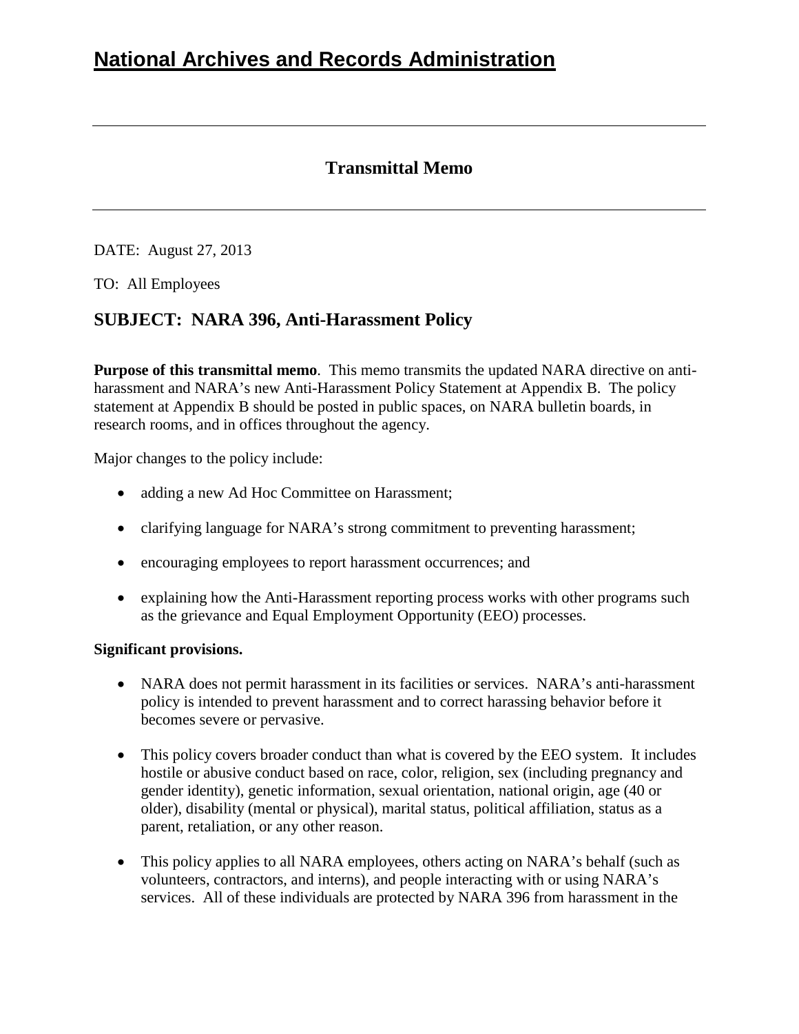# National Archives and Records Administration

## Transmittal Memo

DATE: August 27, 2013

TO: All Employees

## SUBJECT: NARA 396, Anti-Harassment Policy

**Purpose of this transmittal memo**. This memo transmits the updated NARA directive on anti-harassment and NARA's new Anti-Harassment Policy Statement at Appendix B. The policy statement at Appendix B should be posted in public spaces, on NARA bulletin boards, in research rooms, and in offices throughout the agency.

Major changes to the policy include:

- adding a new Ad Hoc Committee on Harassment;
- clarifying language for NARA's strong commitment to preventing harassment;
- encouraging employees to report harassment occurrences; and
- explaining how the Anti-Harassment reporting process works with other programs such as the grievance and Equal Employment Opportunity (EEO) processes.

**Significant provisions.**

- NARA does not permit harassment in its facilities or services. NARA's anti-harassment policy is intended to prevent harassment and to correct harassing behavior before it becomes severe or pervasive.
- This policy covers broader conduct than what is covered by the EEO system. It includes hostile or abusive conduct based on race, color, religion, sex (including pregnancy and gender identity), genetic information, sexual orientation, national origin, age (40 or older), disability (mental or physical), marital status, political affiliation, status as a parent, retaliation, or any other reason.
- This policy applies to all NARA employees, others acting on NARA's behalf (such as volunteers, contractors, and interns), and people interacting with or using NARA's services. All of these individuals are protected by NARA 396 from harassment in the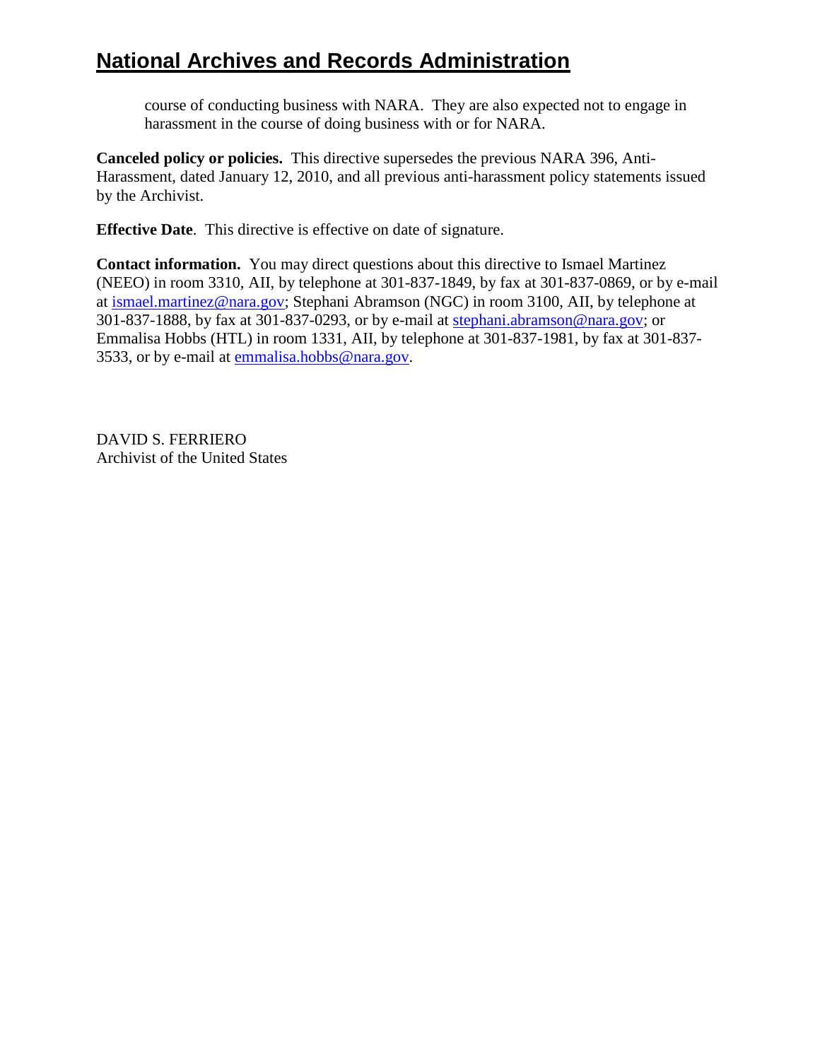course of conducting business with NARA. They are also expected not to engage in harassment in the course of doing business with or for NARA.

**Canceled policy or policies.** This directive supersedes the previous NARA 396, Anti-Harassment, dated January 12, 2010, and all previous anti-harassment policy statements issued by the Archivist.

**Effective Date**. This directive is effective on date of signature.

**Contact information.** You may direct questions about this directive to Ismael Martinez (NEEO) in room 3310, AII, by telephone at 301-837-1849, by fax at 301-837-0869, or by e-mail at ismael.martinez@nara.gov; Stephani Abramson (NGC) in room 3100, AII, by telephone at 301-837-1888, by fax at 301-837-0293, or by e-mail at stephani.abramson@nara.gov; or Emmalisa Hobbs (HTL) in room 1331, AII, by telephone at 301-837-1981, by fax at 301-837-3533, or by e-mail at emmalisa.hobbs@nara.gov.

DAVID S. FERRIERO
Archivist of the United States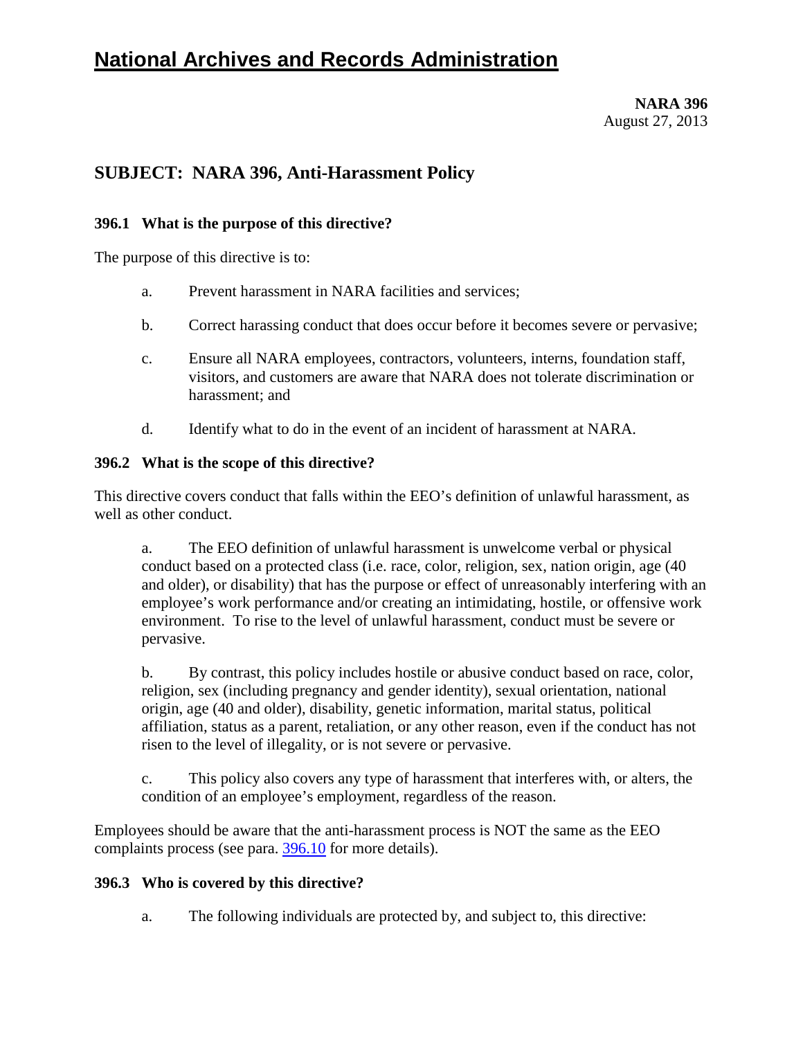# National Archives and Records Administration

**NARA 396**
August 27, 2013

## SUBJECT: NARA 396, Anti-Harassment Policy

### 396.1 What is the purpose of this directive?

The purpose of this directive is to:

a. Prevent harassment in NARA facilities and services;

b. Correct harassing conduct that does occur before it becomes severe or pervasive;

c. Ensure all NARA employees, contractors, volunteers, interns, foundation staff, visitors, and customers are aware that NARA does not tolerate discrimination or harassment; and

d. Identify what to do in the event of an incident of harassment at NARA.

### 396.2 What is the scope of this directive?

This directive covers conduct that falls within the EEO's definition of unlawful harassment, as well as other conduct.

a. The EEO definition of unlawful harassment is unwelcome verbal or physical conduct based on a protected class (i.e. race, color, religion, sex, nation origin, age (40 and older), or disability) that has the purpose or effect of unreasonably interfering with an employee's work performance and/or creating an intimidating, hostile, or offensive work environment. To rise to the level of unlawful harassment, conduct must be severe or pervasive.

b. By contrast, this policy includes hostile or abusive conduct based on race, color, religion, sex (including pregnancy and gender identity), sexual orientation, national origin, age (40 and older), disability, genetic information, marital status, political affiliation, status as a parent, retaliation, or any other reason, even if the conduct has not risen to the level of illegality, or is not severe or pervasive.

c. This policy also covers any type of harassment that interferes with, or alters, the condition of an employee's employment, regardless of the reason.

Employees should be aware that the anti-harassment process is NOT the same as the EEO complaints process (see para. 396.10 for more details).

### 396.3 Who is covered by this directive?

a. The following individuals are protected by, and subject to, this directive: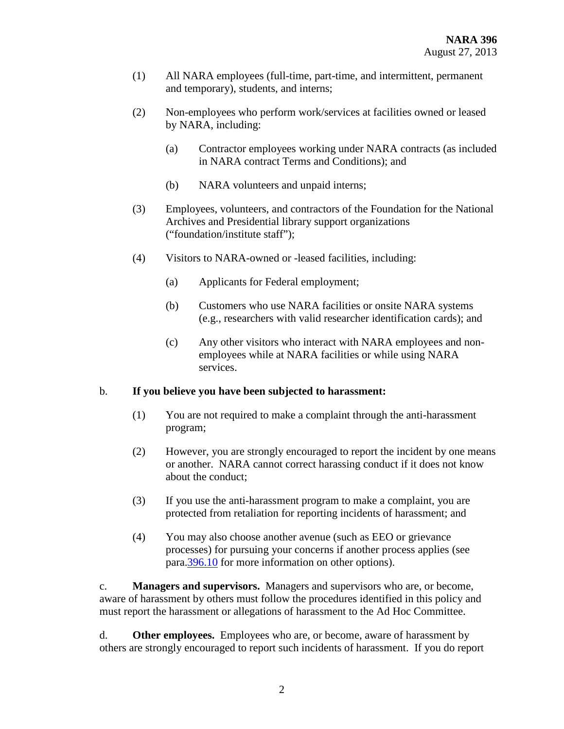(1) All NARA employees (full-time, part-time, and intermittent, permanent and temporary), students, and interns;

(2) Non-employees who perform work/services at facilities owned or leased by NARA, including:

(a) Contractor employees working under NARA contracts (as included in NARA contract Terms and Conditions); and

(b) NARA volunteers and unpaid interns;

(3) Employees, volunteers, and contractors of the Foundation for the National Archives and Presidential library support organizations ("foundation/institute staff");

(4) Visitors to NARA-owned or -leased facilities, including:

(a) Applicants for Federal employment;

(b) Customers who use NARA facilities or onsite NARA systems (e.g., researchers with valid researcher identification cards); and

(c) Any other visitors who interact with NARA employees and non-employees while at NARA facilities or while using NARA services.

b. **If you believe you have been subjected to harassment:**

(1) You are not required to make a complaint through the anti-harassment program;

(2) However, you are strongly encouraged to report the incident by one means or another. NARA cannot correct harassing conduct if it does not know about the conduct;

(3) If you use the anti-harassment program to make a complaint, you are protected from retaliation for reporting incidents of harassment; and

(4) You may also choose another avenue (such as EEO or grievance processes) for pursuing your concerns if another process applies (see para.396.10 for more information on other options).

c. **Managers and supervisors.** Managers and supervisors who are, or become, aware of harassment by others must follow the procedures identified in this policy and must report the harassment or allegations of harassment to the Ad Hoc Committee.

d. **Other employees.** Employees who are, or become, aware of harassment by others are strongly encouraged to report such incidents of harassment. If you do report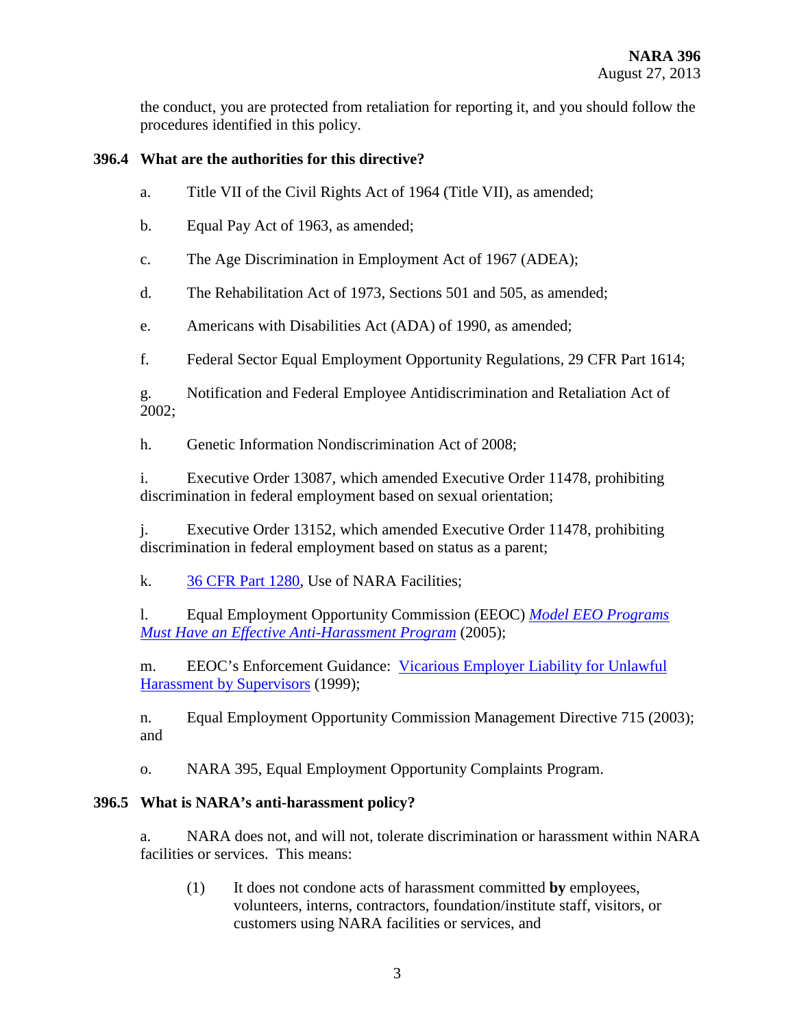the conduct, you are protected from retaliation for reporting it, and you should follow the procedures identified in this policy.

### 396.4 What are the authorities for this directive?

a. Title VII of the Civil Rights Act of 1964 (Title VII), as amended;

b. Equal Pay Act of 1963, as amended;

c. The Age Discrimination in Employment Act of 1967 (ADEA);

d. The Rehabilitation Act of 1973, Sections 501 and 505, as amended;

e. Americans with Disabilities Act (ADA) of 1990, as amended;

f. Federal Sector Equal Employment Opportunity Regulations, 29 CFR Part 1614;

g. Notification and Federal Employee Antidiscrimination and Retaliation Act of 2002;

h. Genetic Information Nondiscrimination Act of 2008;

i. Executive Order 13087, which amended Executive Order 11478, prohibiting discrimination in federal employment based on sexual orientation;

j. Executive Order 13152, which amended Executive Order 11478, prohibiting discrimination in federal employment based on status as a parent;

k. 36 CFR Part 1280, Use of NARA Facilities;

l. Equal Employment Opportunity Commission (EEOC) *Model EEO Programs Must Have an Effective Anti-Harassment Program* (2005);

m. EEOC's Enforcement Guidance: Vicarious Employer Liability for Unlawful Harassment by Supervisors (1999);

n. Equal Employment Opportunity Commission Management Directive 715 (2003); and

o. NARA 395, Equal Employment Opportunity Complaints Program.

### 396.5 What is NARA's anti-harassment policy?

a. NARA does not, and will not, tolerate discrimination or harassment within NARA facilities or services. This means:

(1) It does not condone acts of harassment committed **by** employees, volunteers, interns, contractors, foundation/institute staff, visitors, or customers using NARA facilities or services, and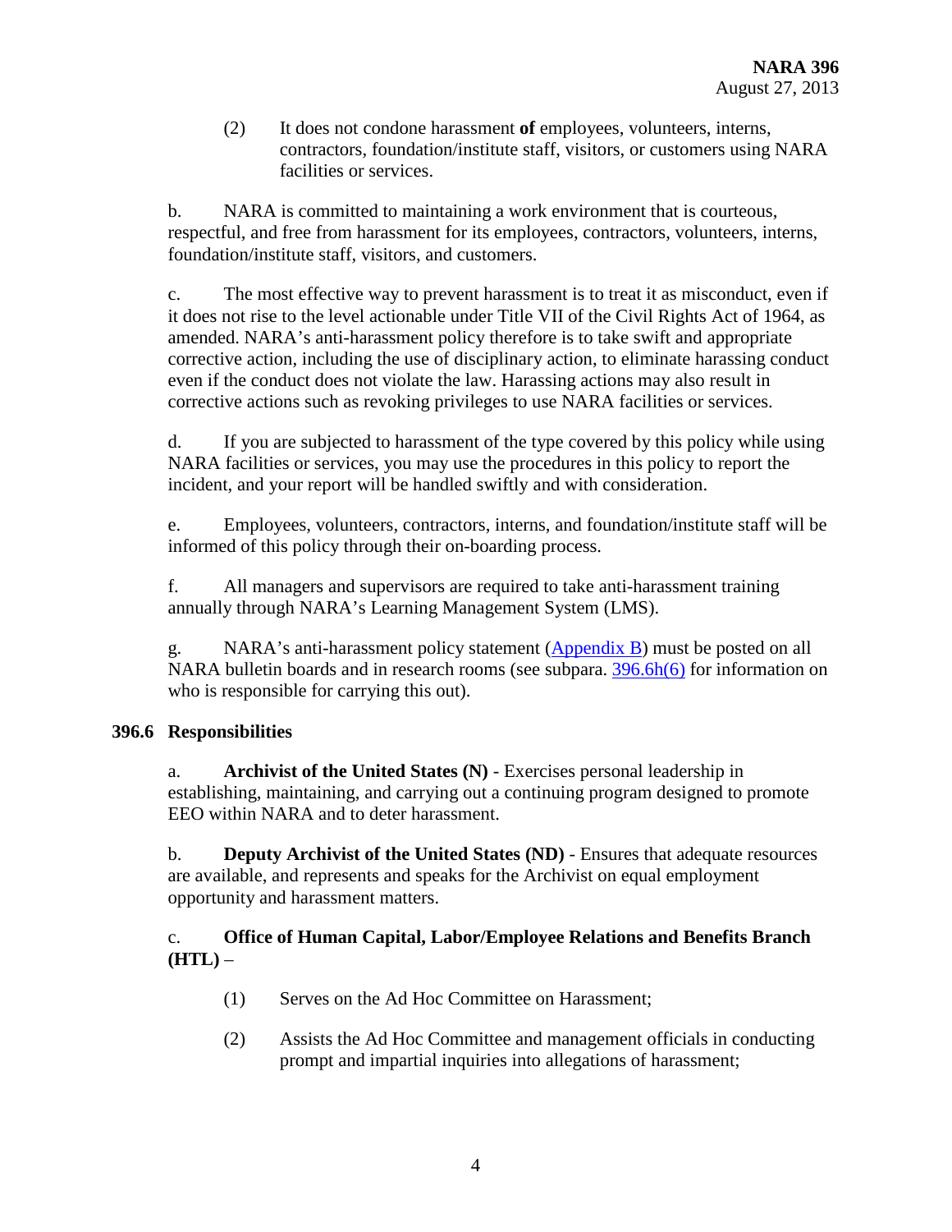(2) It does not condone harassment **of** employees, volunteers, interns, contractors, foundation/institute staff, visitors, or customers using NARA facilities or services.

b. NARA is committed to maintaining a work environment that is courteous, respectful, and free from harassment for its employees, contractors, volunteers, interns, foundation/institute staff, visitors, and customers.

c. The most effective way to prevent harassment is to treat it as misconduct, even if it does not rise to the level actionable under Title VII of the Civil Rights Act of 1964, as amended. NARA's anti-harassment policy therefore is to take swift and appropriate corrective action, including the use of disciplinary action, to eliminate harassing conduct even if the conduct does not violate the law. Harassing actions may also result in corrective actions such as revoking privileges to use NARA facilities or services.

d. If you are subjected to harassment of the type covered by this policy while using NARA facilities or services, you may use the procedures in this policy to report the incident, and your report will be handled swiftly and with consideration.

e. Employees, volunteers, contractors, interns, and foundation/institute staff will be informed of this policy through their on-boarding process.

f. All managers and supervisors are required to take anti-harassment training annually through NARA's Learning Management System (LMS).

g. NARA's anti-harassment policy statement (Appendix B) must be posted on all NARA bulletin boards and in research rooms (see subpara. 396.6h(6) for information on who is responsible for carrying this out).

## 396.6 Responsibilities

a. **Archivist of the United States (N)** - Exercises personal leadership in establishing, maintaining, and carrying out a continuing program designed to promote EEO within NARA and to deter harassment.

b. **Deputy Archivist of the United States (ND)** - Ensures that adequate resources are available, and represents and speaks for the Archivist on equal employment opportunity and harassment matters.

c. **Office of Human Capital, Labor/Employee Relations and Benefits Branch (HTL)** –

(1) Serves on the Ad Hoc Committee on Harassment;

(2) Assists the Ad Hoc Committee and management officials in conducting prompt and impartial inquiries into allegations of harassment;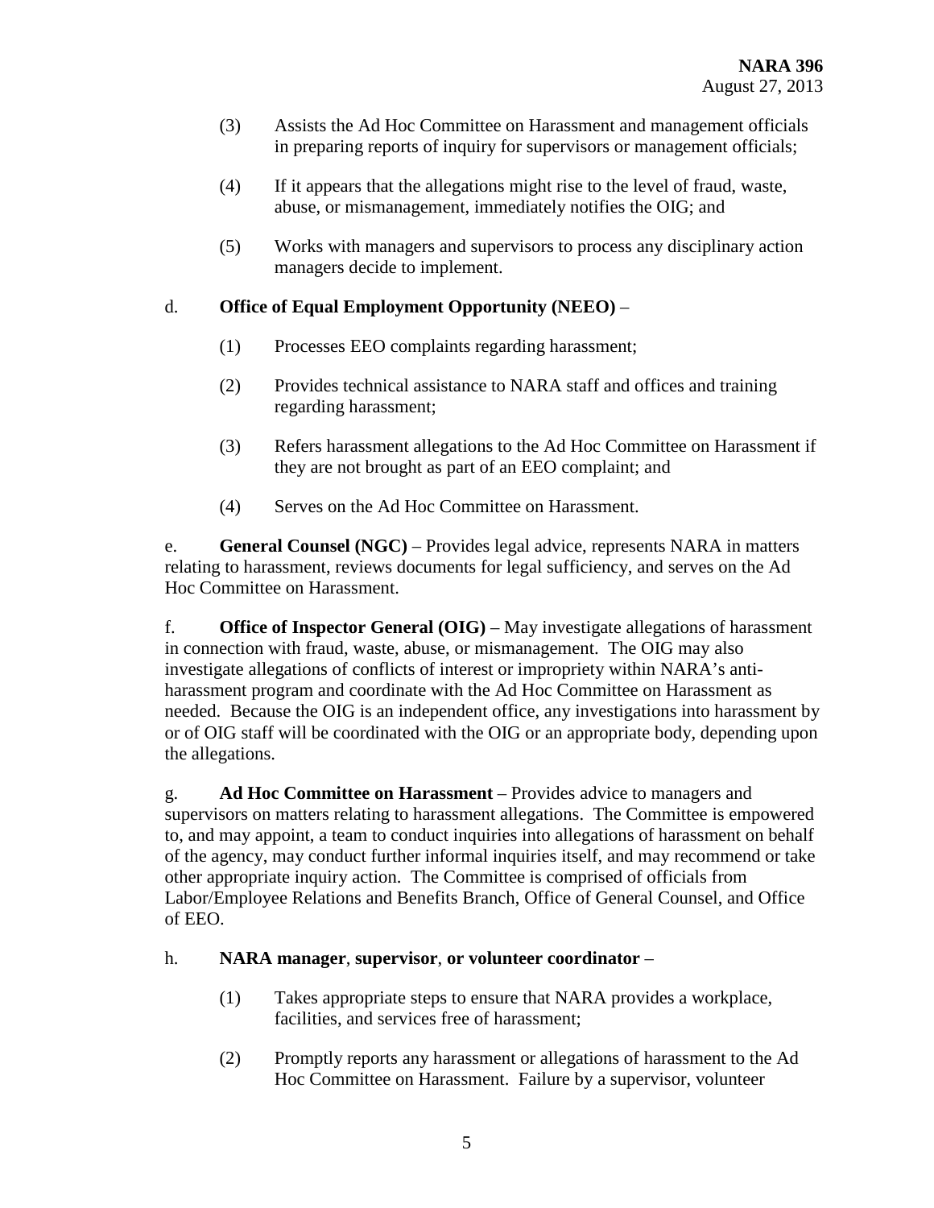(3) Assists the Ad Hoc Committee on Harassment and management officials in preparing reports of inquiry for supervisors or management officials;

(4) If it appears that the allegations might rise to the level of fraud, waste, abuse, or mismanagement, immediately notifies the OIG; and

(5) Works with managers and supervisors to process any disciplinary action managers decide to implement.

d. **Office of Equal Employment Opportunity (NEEO)** –

(1) Processes EEO complaints regarding harassment;

(2) Provides technical assistance to NARA staff and offices and training regarding harassment;

(3) Refers harassment allegations to the Ad Hoc Committee on Harassment if they are not brought as part of an EEO complaint; and

(4) Serves on the Ad Hoc Committee on Harassment.

e. **General Counsel (NGC)** – Provides legal advice, represents NARA in matters relating to harassment, reviews documents for legal sufficiency, and serves on the Ad Hoc Committee on Harassment.

f. **Office of Inspector General (OIG)** – May investigate allegations of harassment in connection with fraud, waste, abuse, or mismanagement. The OIG may also investigate allegations of conflicts of interest or impropriety within NARA's anti-harassment program and coordinate with the Ad Hoc Committee on Harassment as needed. Because the OIG is an independent office, any investigations into harassment by or of OIG staff will be coordinated with the OIG or an appropriate body, depending upon the allegations.

g. **Ad Hoc Committee on Harassment** – Provides advice to managers and supervisors on matters relating to harassment allegations. The Committee is empowered to, and may appoint, a team to conduct inquiries into allegations of harassment on behalf of the agency, may conduct further informal inquiries itself, and may recommend or take other appropriate inquiry action. The Committee is comprised of officials from Labor/Employee Relations and Benefits Branch, Office of General Counsel, and Office of EEO.

h. **NARA manager**, **supervisor**, **or volunteer coordinator** –

(1) Takes appropriate steps to ensure that NARA provides a workplace, facilities, and services free of harassment;

(2) Promptly reports any harassment or allegations of harassment to the Ad Hoc Committee on Harassment. Failure by a supervisor, volunteer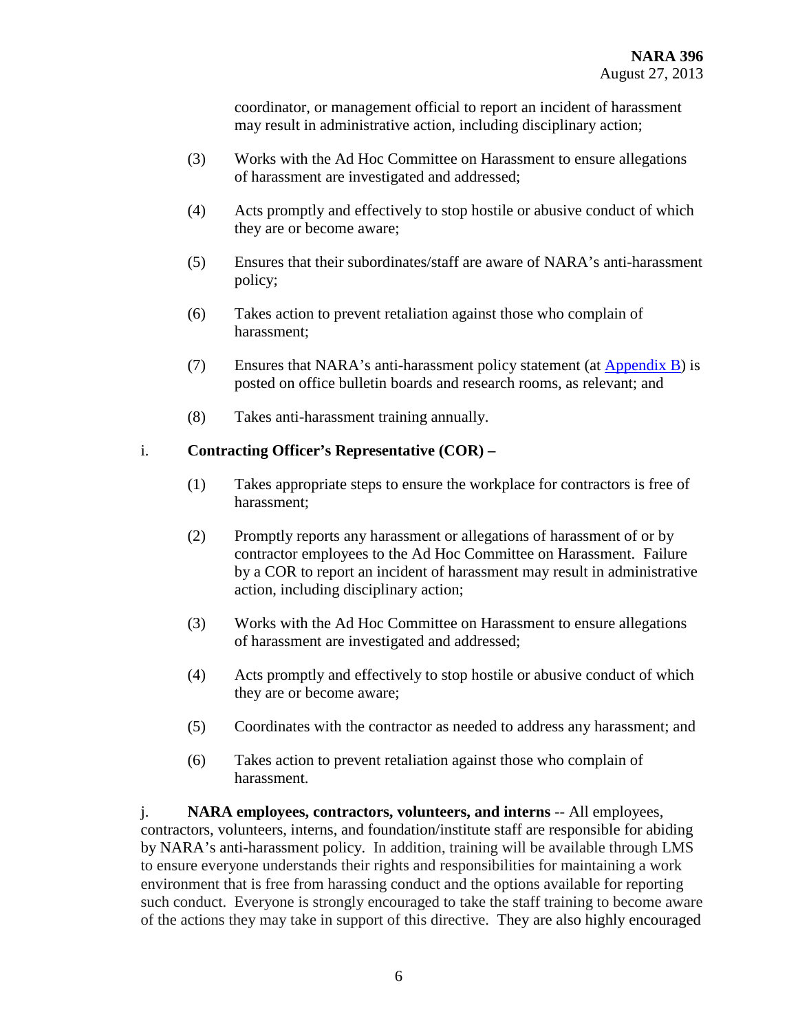coordinator, or management official to report an incident of harassment may result in administrative action, including disciplinary action;

(3) Works with the Ad Hoc Committee on Harassment to ensure allegations of harassment are investigated and addressed;

(4) Acts promptly and effectively to stop hostile or abusive conduct of which they are or become aware;

(5) Ensures that their subordinates/staff are aware of NARA's anti-harassment policy;

(6) Takes action to prevent retaliation against those who complain of harassment;

(7) Ensures that NARA's anti-harassment policy statement (at Appendix B) is posted on office bulletin boards and research rooms, as relevant; and

(8) Takes anti-harassment training annually.

i. **Contracting Officer's Representative (COR) –**

(1) Takes appropriate steps to ensure the workplace for contractors is free of harassment;

(2) Promptly reports any harassment or allegations of harassment of or by contractor employees to the Ad Hoc Committee on Harassment. Failure by a COR to report an incident of harassment may result in administrative action, including disciplinary action;

(3) Works with the Ad Hoc Committee on Harassment to ensure allegations of harassment are investigated and addressed;

(4) Acts promptly and effectively to stop hostile or abusive conduct of which they are or become aware;

(5) Coordinates with the contractor as needed to address any harassment; and

(6) Takes action to prevent retaliation against those who complain of harassment.

j. **NARA employees, contractors, volunteers, and interns** -- All employees, contractors, volunteers, interns, and foundation/institute staff are responsible for abiding by NARA's anti-harassment policy. In addition, training will be available through LMS to ensure everyone understands their rights and responsibilities for maintaining a work environment that is free from harassing conduct and the options available for reporting such conduct. Everyone is strongly encouraged to take the staff training to become aware of the actions they may take in support of this directive. They are also highly encouraged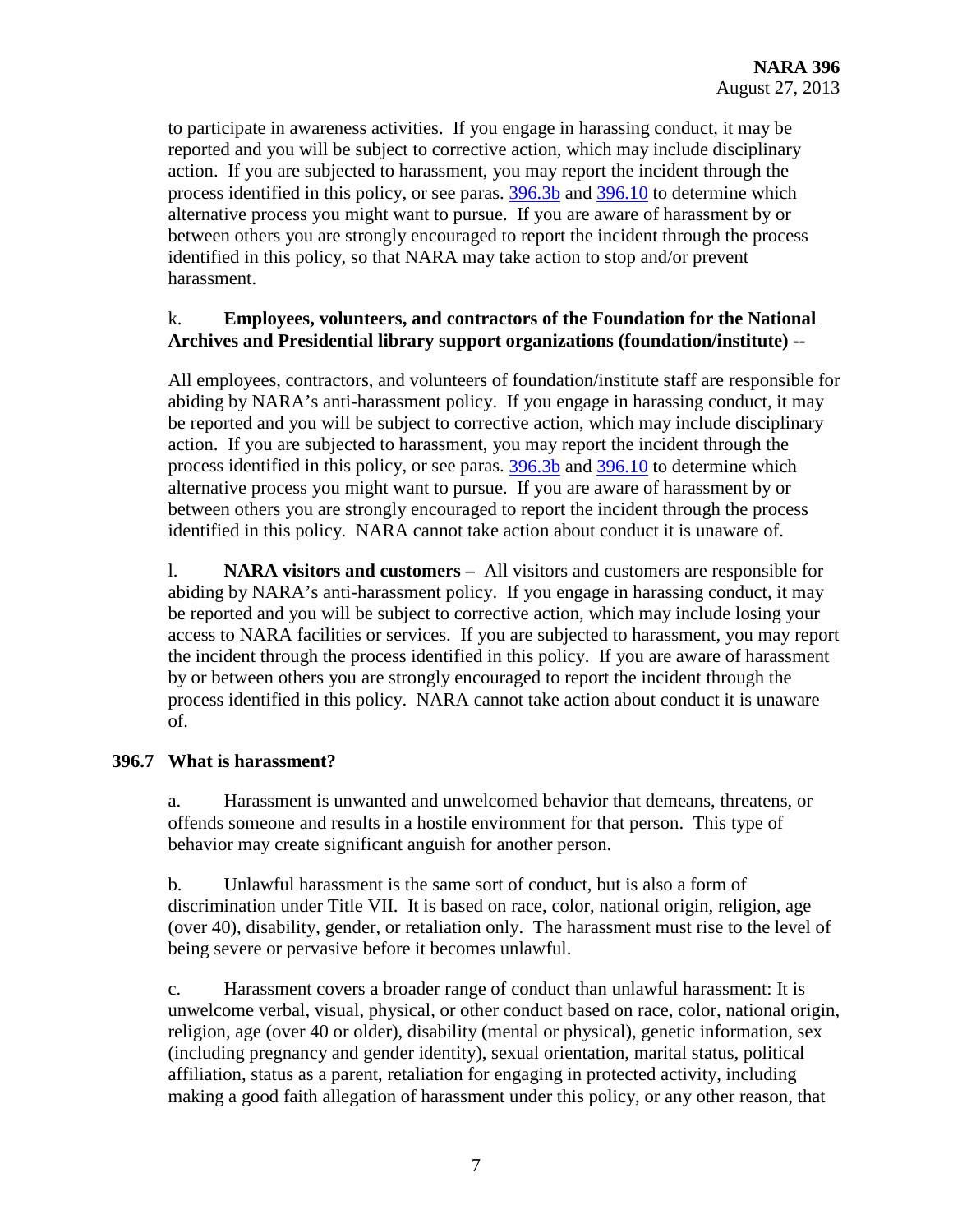to participate in awareness activities. If you engage in harassing conduct, it may be reported and you will be subject to corrective action, which may include disciplinary action. If you are subjected to harassment, you may report the incident through the process identified in this policy, or see paras. 396.3b and 396.10 to determine which alternative process you might want to pursue. If you are aware of harassment by or between others you are strongly encouraged to report the incident through the process identified in this policy, so that NARA may take action to stop and/or prevent harassment.

k. **Employees, volunteers, and contractors of the Foundation for the National Archives and Presidential library support organizations (foundation/institute) --**

All employees, contractors, and volunteers of foundation/institute staff are responsible for abiding by NARA's anti-harassment policy. If you engage in harassing conduct, it may be reported and you will be subject to corrective action, which may include disciplinary action. If you are subjected to harassment, you may report the incident through the process identified in this policy, or see paras. 396.3b and 396.10 to determine which alternative process you might want to pursue. If you are aware of harassment by or between others you are strongly encouraged to report the incident through the process identified in this policy. NARA cannot take action about conduct it is unaware of.

l. **NARA visitors and customers –** All visitors and customers are responsible for abiding by NARA's anti-harassment policy. If you engage in harassing conduct, it may be reported and you will be subject to corrective action, which may include losing your access to NARA facilities or services. If you are subjected to harassment, you may report the incident through the process identified in this policy. If you are aware of harassment by or between others you are strongly encouraged to report the incident through the process identified in this policy. NARA cannot take action about conduct it is unaware of.

## 396.7 What is harassment?

a. Harassment is unwanted and unwelcomed behavior that demeans, threatens, or offends someone and results in a hostile environment for that person. This type of behavior may create significant anguish for another person.

b. Unlawful harassment is the same sort of conduct, but is also a form of discrimination under Title VII. It is based on race, color, national origin, religion, age (over 40), disability, gender, or retaliation only. The harassment must rise to the level of being severe or pervasive before it becomes unlawful.

c. Harassment covers a broader range of conduct than unlawful harassment: It is unwelcome verbal, visual, physical, or other conduct based on race, color, national origin, religion, age (over 40 or older), disability (mental or physical), genetic information, sex (including pregnancy and gender identity), sexual orientation, marital status, political affiliation, status as a parent, retaliation for engaging in protected activity, including making a good faith allegation of harassment under this policy, or any other reason, that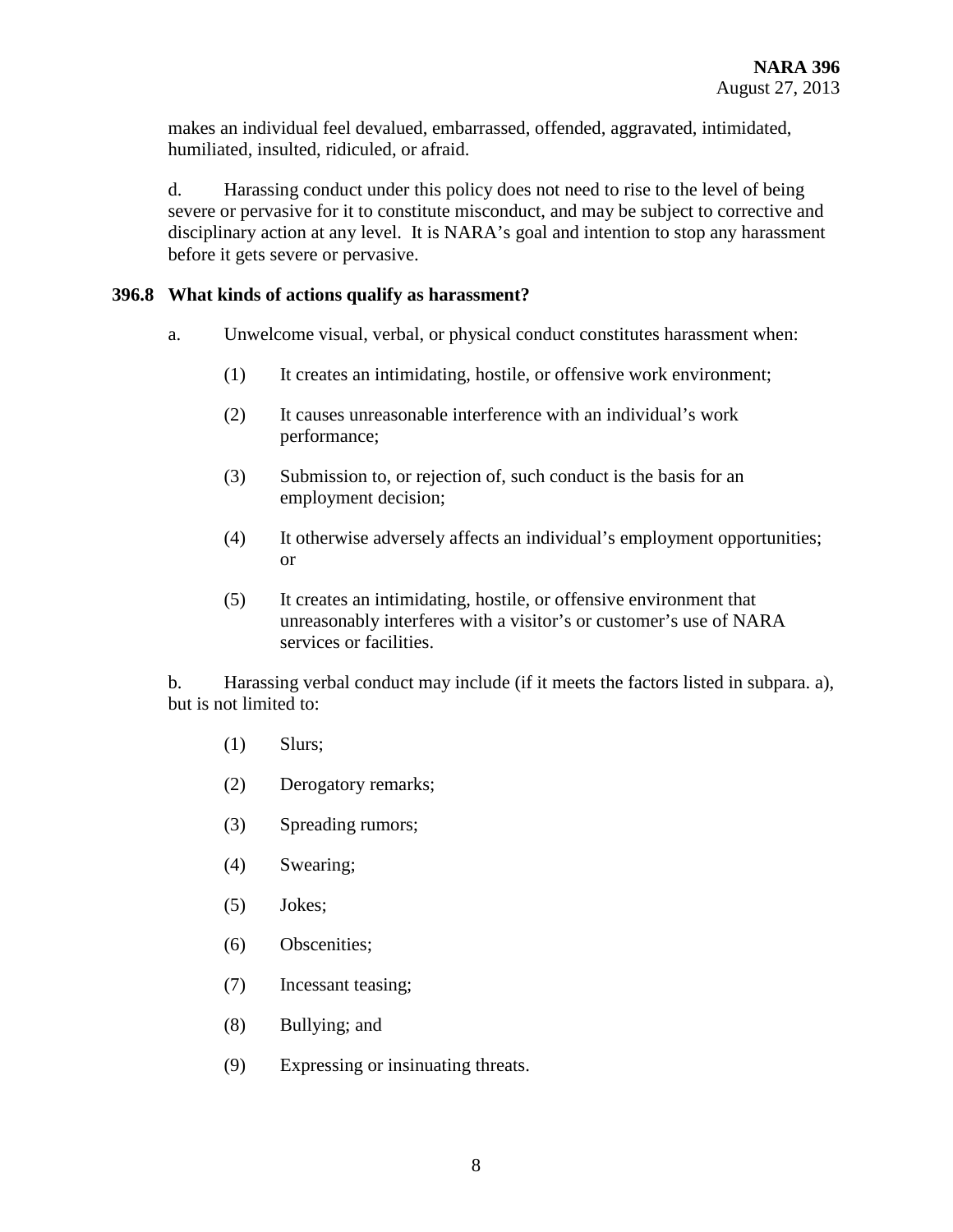makes an individual feel devalued, embarrassed, offended, aggravated, intimidated, humiliated, insulted, ridiculed, or afraid.

d. Harassing conduct under this policy does not need to rise to the level of being severe or pervasive for it to constitute misconduct, and may be subject to corrective and disciplinary action at any level. It is NARA's goal and intention to stop any harassment before it gets severe or pervasive.

### 396.8 What kinds of actions qualify as harassment?

a. Unwelcome visual, verbal, or physical conduct constitutes harassment when:

(1) It creates an intimidating, hostile, or offensive work environment;

(2) It causes unreasonable interference with an individual's work performance;

(3) Submission to, or rejection of, such conduct is the basis for an employment decision;

(4) It otherwise adversely affects an individual's employment opportunities; or

(5) It creates an intimidating, hostile, or offensive environment that unreasonably interferes with a visitor's or customer's use of NARA services or facilities.

b. Harassing verbal conduct may include (if it meets the factors listed in subpara. a), but is not limited to:

(1) Slurs;

(2) Derogatory remarks;

(3) Spreading rumors;

(4) Swearing;

(5) Jokes;

(6) Obscenities;

(7) Incessant teasing;

(8) Bullying; and

(9) Expressing or insinuating threats.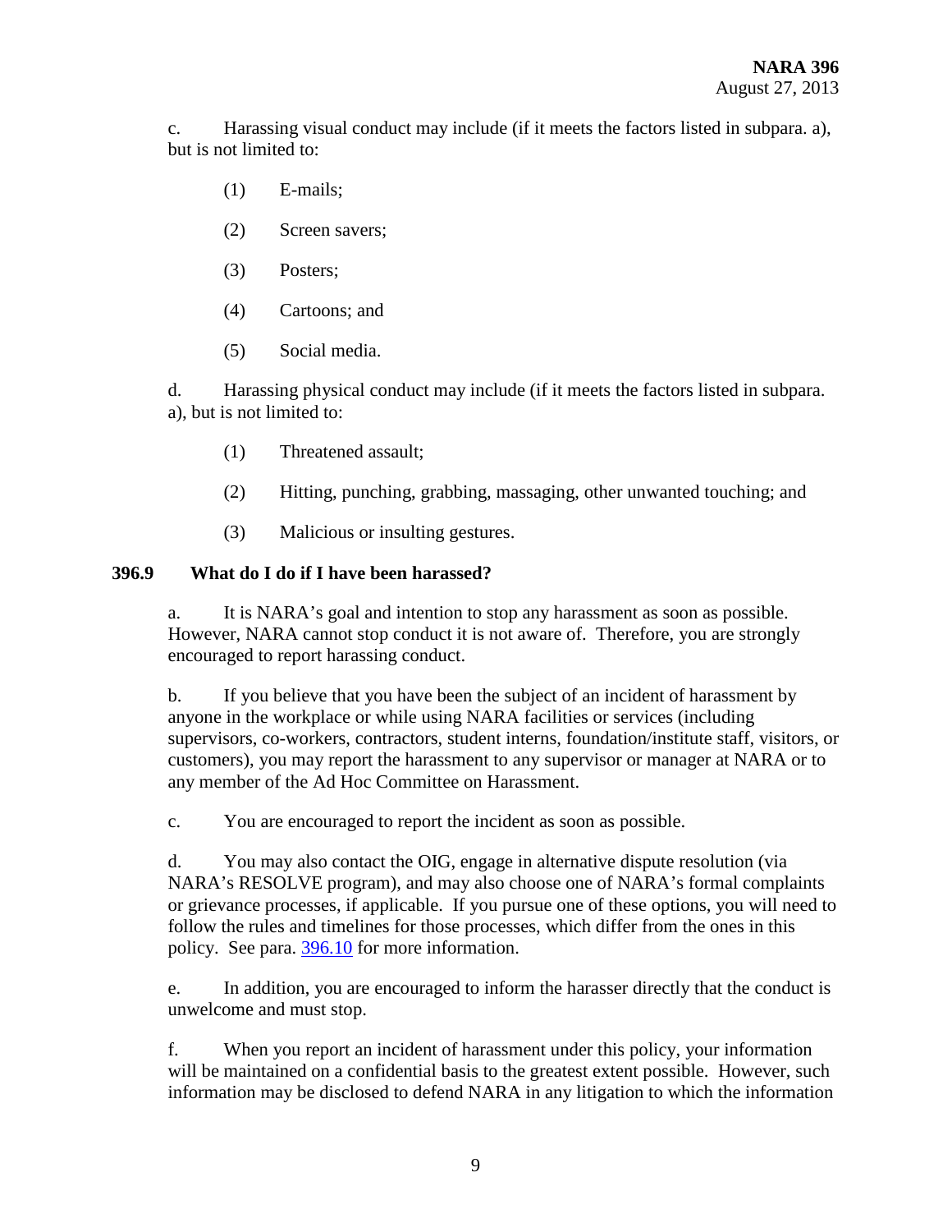c. Harassing visual conduct may include (if it meets the factors listed in subpara. a), but is not limited to:

(1) E-mails;

(2) Screen savers;

(3) Posters;

(4) Cartoons; and

(5) Social media.

d. Harassing physical conduct may include (if it meets the factors listed in subpara. a), but is not limited to:

(1) Threatened assault;

(2) Hitting, punching, grabbing, massaging, other unwanted touching; and

(3) Malicious or insulting gestures.

## 396.9 What do I do if I have been harassed?

a. It is NARA's goal and intention to stop any harassment as soon as possible. However, NARA cannot stop conduct it is not aware of. Therefore, you are strongly encouraged to report harassing conduct.

b. If you believe that you have been the subject of an incident of harassment by anyone in the workplace or while using NARA facilities or services (including supervisors, co-workers, contractors, student interns, foundation/institute staff, visitors, or customers), you may report the harassment to any supervisor or manager at NARA or to any member of the Ad Hoc Committee on Harassment.

c. You are encouraged to report the incident as soon as possible.

d. You may also contact the OIG, engage in alternative dispute resolution (via NARA's RESOLVE program), and may also choose one of NARA's formal complaints or grievance processes, if applicable. If you pursue one of these options, you will need to follow the rules and timelines for those processes, which differ from the ones in this policy. See para. 396.10 for more information.

e. In addition, you are encouraged to inform the harasser directly that the conduct is unwelcome and must stop.

f. When you report an incident of harassment under this policy, your information will be maintained on a confidential basis to the greatest extent possible. However, such information may be disclosed to defend NARA in any litigation to which the information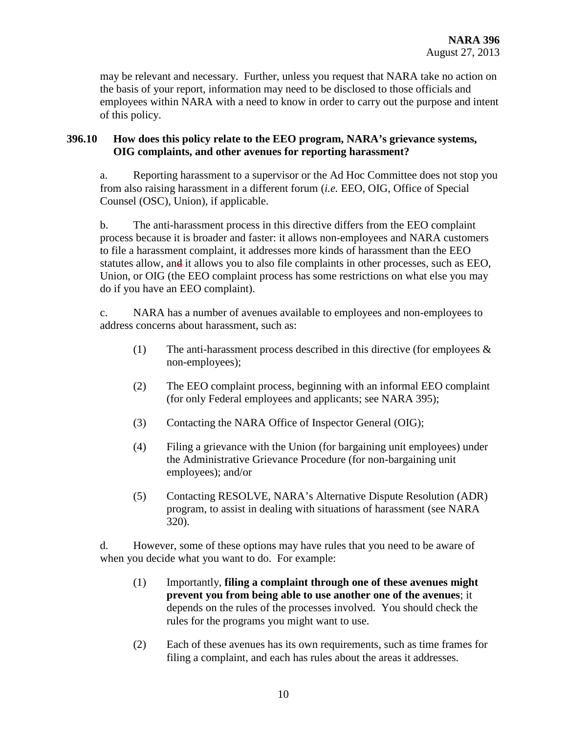may be relevant and necessary. Further, unless you request that NARA take no action on the basis of your report, information may need to be disclosed to those officials and employees within NARA with a need to know in order to carry out the purpose and intent of this policy.

## 396.10 How does this policy relate to the EEO program, NARA's grievance systems, OIG complaints, and other avenues for reporting harassment?

a. Reporting harassment to a supervisor or the Ad Hoc Committee does not stop you from also raising harassment in a different forum (*i.e.* EEO, OIG, Office of Special Counsel (OSC), Union), if applicable.

b. The anti-harassment process in this directive differs from the EEO complaint process because it is broader and faster: it allows non-employees and NARA customers to file a harassment complaint, it addresses more kinds of harassment than the EEO statutes allow, and it allows you to also file complaints in other processes, such as EEO, Union, or OIG (the EEO complaint process has some restrictions on what else you may do if you have an EEO complaint).

c. NARA has a number of avenues available to employees and non-employees to address concerns about harassment, such as:

(1) The anti-harassment process described in this directive (for employees & non-employees);

(2) The EEO complaint process, beginning with an informal EEO complaint (for only Federal employees and applicants; see NARA 395);

(3) Contacting the NARA Office of Inspector General (OIG);

(4) Filing a grievance with the Union (for bargaining unit employees) under the Administrative Grievance Procedure (for non-bargaining unit employees); and/or

(5) Contacting RESOLVE, NARA's Alternative Dispute Resolution (ADR) program, to assist in dealing with situations of harassment (see NARA 320).

d. However, some of these options may have rules that you need to be aware of when you decide what you want to do. For example:

(1) Importantly, **filing a complaint through one of these avenues might prevent you from being able to use another one of the avenues**; it depends on the rules of the processes involved. You should check the rules for the programs you might want to use.

(2) Each of these avenues has its own requirements, such as time frames for filing a complaint, and each has rules about the areas it addresses.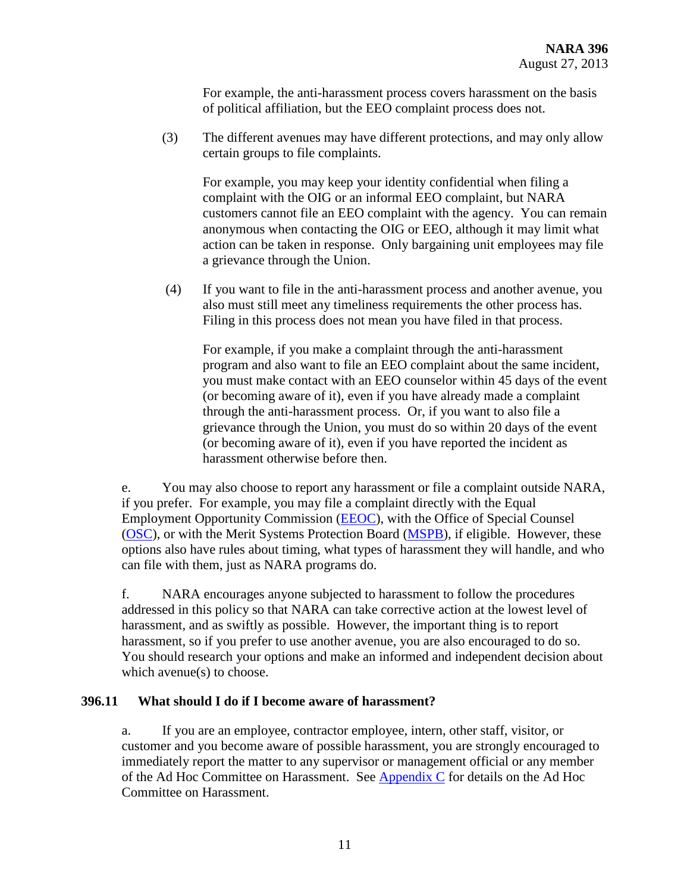For example, the anti-harassment process covers harassment on the basis of political affiliation, but the EEO complaint process does not.

(3) The different avenues may have different protections, and may only allow certain groups to file complaints.

For example, you may keep your identity confidential when filing a complaint with the OIG or an informal EEO complaint, but NARA customers cannot file an EEO complaint with the agency. You can remain anonymous when contacting the OIG or EEO, although it may limit what action can be taken in response. Only bargaining unit employees may file a grievance through the Union.

(4) If you want to file in the anti-harassment process and another avenue, you also must still meet any timeliness requirements the other process has. Filing in this process does not mean you have filed in that process.

For example, if you make a complaint through the anti-harassment program and also want to file an EEO complaint about the same incident, you must make contact with an EEO counselor within 45 days of the event (or becoming aware of it), even if you have already made a complaint through the anti-harassment process. Or, if you want to also file a grievance through the Union, you must do so within 20 days of the event (or becoming aware of it), even if you have reported the incident as harassment otherwise before then.

e. You may also choose to report any harassment or file a complaint outside NARA, if you prefer. For example, you may file a complaint directly with the Equal Employment Opportunity Commission (EEOC), with the Office of Special Counsel (OSC), or with the Merit Systems Protection Board (MSPB), if eligible. However, these options also have rules about timing, what types of harassment they will handle, and who can file with them, just as NARA programs do.

f. NARA encourages anyone subjected to harassment to follow the procedures addressed in this policy so that NARA can take corrective action at the lowest level of harassment, and as swiftly as possible. However, the important thing is to report harassment, so if you prefer to use another avenue, you are also encouraged to do so. You should research your options and make an informed and independent decision about which avenue(s) to choose.

## 396.11 What should I do if I become aware of harassment?

a. If you are an employee, contractor employee, intern, other staff, visitor, or customer and you become aware of possible harassment, you are strongly encouraged to immediately report the matter to any supervisor or management official or any member of the Ad Hoc Committee on Harassment. See Appendix C for details on the Ad Hoc Committee on Harassment.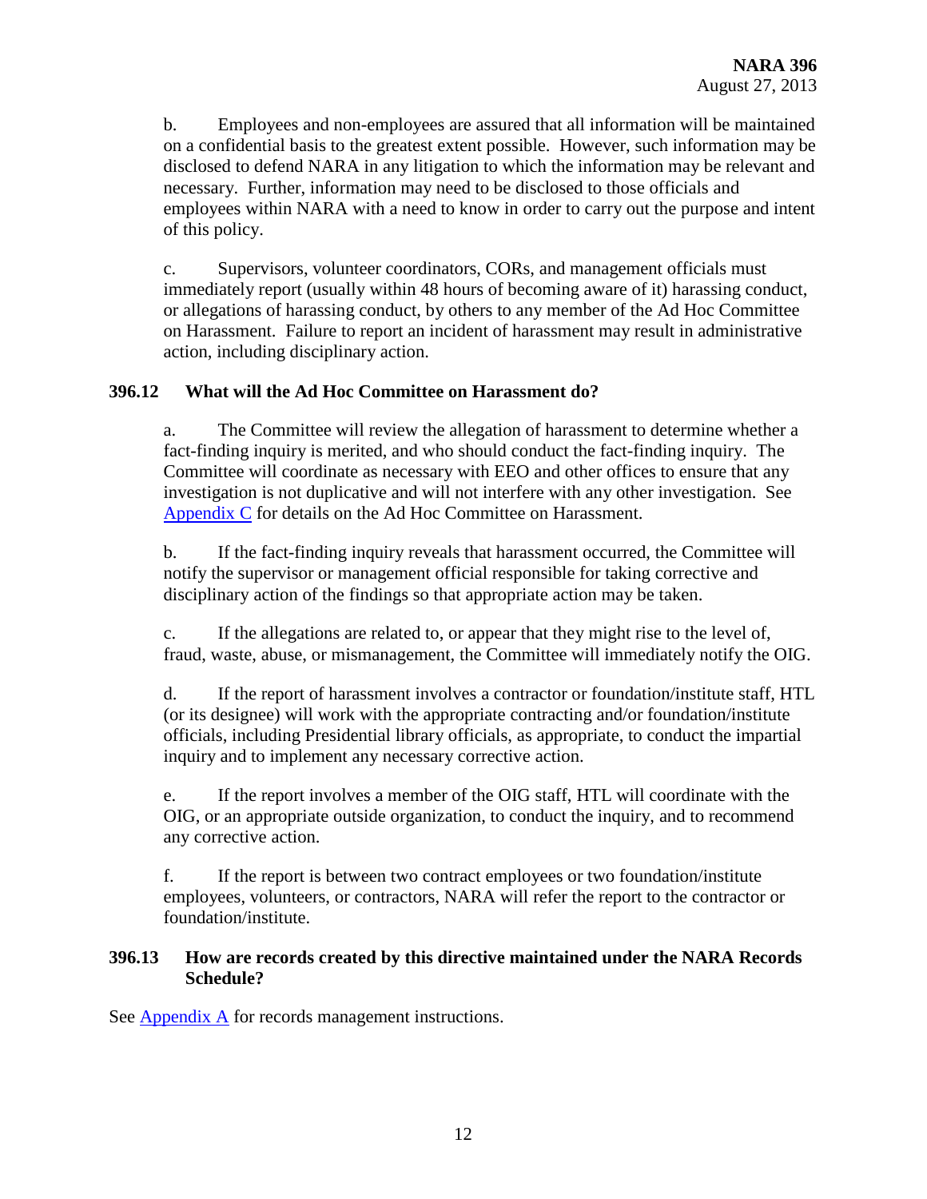b. Employees and non-employees are assured that all information will be maintained on a confidential basis to the greatest extent possible. However, such information may be disclosed to defend NARA in any litigation to which the information may be relevant and necessary. Further, information may need to be disclosed to those officials and employees within NARA with a need to know in order to carry out the purpose and intent of this policy.

c. Supervisors, volunteer coordinators, CORs, and management officials must immediately report (usually within 48 hours of becoming aware of it) harassing conduct, or allegations of harassing conduct, by others to any member of the Ad Hoc Committee on Harassment. Failure to report an incident of harassment may result in administrative action, including disciplinary action.

### 396.12 What will the Ad Hoc Committee on Harassment do?

a. The Committee will review the allegation of harassment to determine whether a fact-finding inquiry is merited, and who should conduct the fact-finding inquiry. The Committee will coordinate as necessary with EEO and other offices to ensure that any investigation is not duplicative and will not interfere with any other investigation. See Appendix C for details on the Ad Hoc Committee on Harassment.

b. If the fact-finding inquiry reveals that harassment occurred, the Committee will notify the supervisor or management official responsible for taking corrective and disciplinary action of the findings so that appropriate action may be taken.

c. If the allegations are related to, or appear that they might rise to the level of, fraud, waste, abuse, or mismanagement, the Committee will immediately notify the OIG.

d. If the report of harassment involves a contractor or foundation/institute staff, HTL (or its designee) will work with the appropriate contracting and/or foundation/institute officials, including Presidential library officials, as appropriate, to conduct the impartial inquiry and to implement any necessary corrective action.

e. If the report involves a member of the OIG staff, HTL will coordinate with the OIG, or an appropriate outside organization, to conduct the inquiry, and to recommend any corrective action.

f. If the report is between two contract employees or two foundation/institute employees, volunteers, or contractors, NARA will refer the report to the contractor or foundation/institute.

### 396.13 How are records created by this directive maintained under the NARA Records Schedule?

See Appendix A for records management instructions.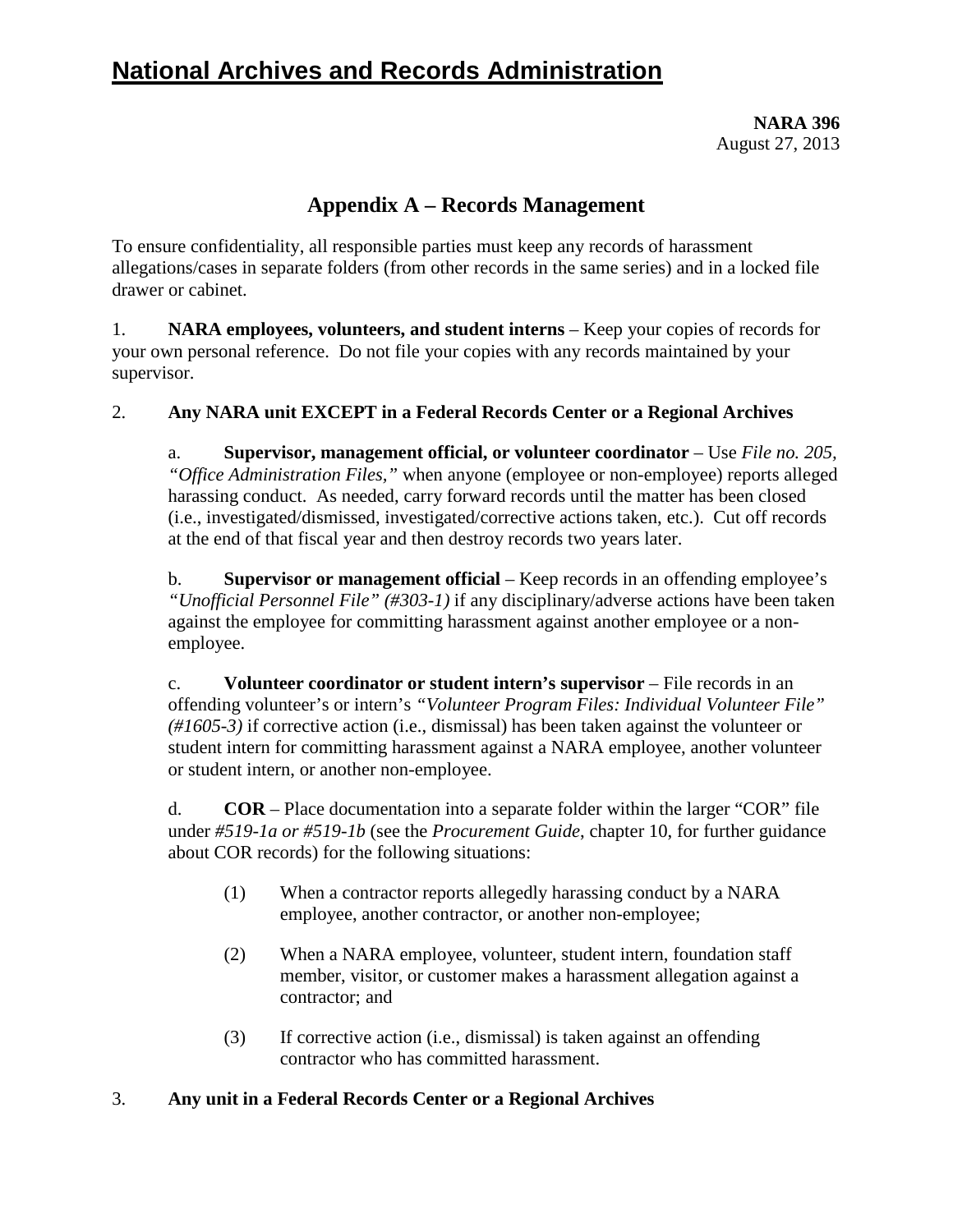# National Archives and Records Administration

**NARA 396**
August 27, 2013

## Appendix A – Records Management

To ensure confidentiality, all responsible parties must keep any records of harassment allegations/cases in separate folders (from other records in the same series) and in a locked file drawer or cabinet.

1. **NARA employees, volunteers, and student interns** – Keep your copies of records for your own personal reference. Do not file your copies with any records maintained by your supervisor.

2. **Any NARA unit EXCEPT in a Federal Records Center or a Regional Archives**

   a. **Supervisor, management official, or volunteer coordinator** – Use *File no. 205, "Office Administration Files,"* when anyone (employee or non-employee) reports alleged harassing conduct. As needed, carry forward records until the matter has been closed (i.e., investigated/dismissed, investigated/corrective actions taken, etc.). Cut off records at the end of that fiscal year and then destroy records two years later.

   b. **Supervisor or management official** – Keep records in an offending employee's *"Unofficial Personnel File" (#303-1)* if any disciplinary/adverse actions have been taken against the employee for committing harassment against another employee or a non-employee.

   c. **Volunteer coordinator or student intern's supervisor** – File records in an offending volunteer's or intern's *"Volunteer Program Files: Individual Volunteer File" (#1605-3)* if corrective action (i.e., dismissal) has been taken against the volunteer or student intern for committing harassment against a NARA employee, another volunteer or student intern, or another non-employee.

   d. **COR** – Place documentation into a separate folder within the larger "COR" file under *#519-1a or #519-1b* (see the *Procurement Guide*, chapter 10, for further guidance about COR records) for the following situations:

      (1) When a contractor reports allegedly harassing conduct by a NARA employee, another contractor, or another non-employee;

      (2) When a NARA employee, volunteer, student intern, foundation staff member, visitor, or customer makes a harassment allegation against a contractor; and

      (3) If corrective action (i.e., dismissal) is taken against an offending contractor who has committed harassment.

3. **Any unit in a Federal Records Center or a Regional Archives**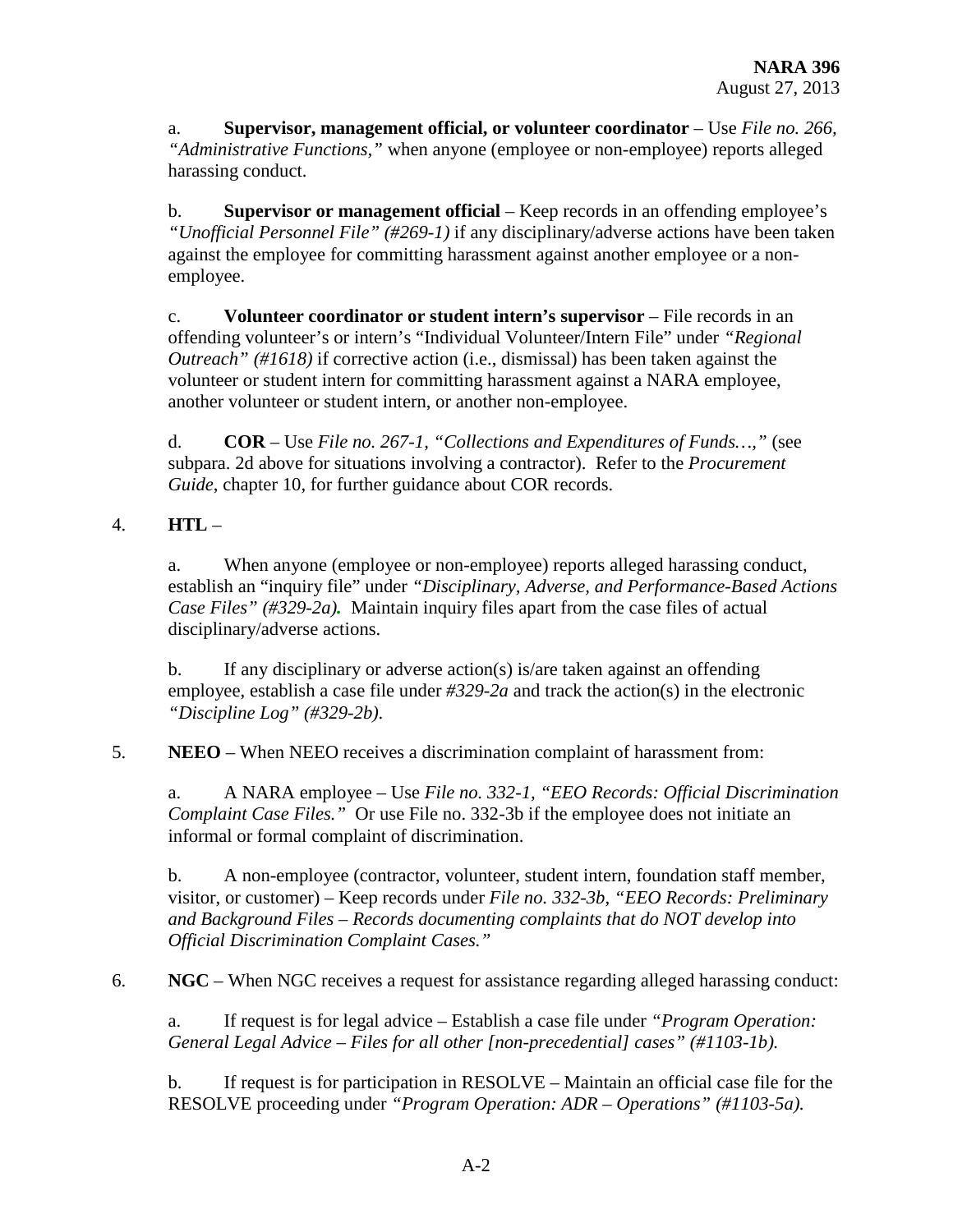a. **Supervisor, management official, or volunteer coordinator** – Use *File no. 266, "Administrative Functions,"* when anyone (employee or non-employee) reports alleged harassing conduct.

b. **Supervisor or management official** – Keep records in an offending employee's *"Unofficial Personnel File" (#269-1)* if any disciplinary/adverse actions have been taken against the employee for committing harassment against another employee or a non-employee.

c. **Volunteer coordinator or student intern's supervisor** – File records in an offending volunteer's or intern's "Individual Volunteer/Intern File" under *"Regional Outreach" (#1618)* if corrective action (i.e., dismissal) has been taken against the volunteer or student intern for committing harassment against a NARA employee, another volunteer or student intern, or another non-employee.

d. **COR** – Use *File no. 267-1, "Collections and Expenditures of Funds…,"* (see subpara. 2d above for situations involving a contractor). Refer to the *Procurement Guide*, chapter 10, for further guidance about COR records.

4. **HTL** –

a. When anyone (employee or non-employee) reports alleged harassing conduct, establish an "inquiry file" under *"Disciplinary, Adverse, and Performance-Based Actions Case Files" (#329-2a).* Maintain inquiry files apart from the case files of actual disciplinary/adverse actions.

b. If any disciplinary or adverse action(s) is/are taken against an offending employee, establish a case file under *#329-2a* and track the action(s) in the electronic *"Discipline Log" (#329-2b).*

5. **NEEO** – When NEEO receives a discrimination complaint of harassment from:

a. A NARA employee – Use *File no. 332-1, "EEO Records: Official Discrimination Complaint Case Files."* Or use File no. 332-3b if the employee does not initiate an informal or formal complaint of discrimination.

b. A non-employee (contractor, volunteer, student intern, foundation staff member, visitor, or customer) – Keep records under *File no. 332-3b, "EEO Records: Preliminary and Background Files – Records documenting complaints that do NOT develop into Official Discrimination Complaint Cases."*

6. **NGC** – When NGC receives a request for assistance regarding alleged harassing conduct:

a. If request is for legal advice – Establish a case file under *"Program Operation: General Legal Advice – Files for all other [non-precedential] cases" (#1103-1b).*

b. If request is for participation in RESOLVE – Maintain an official case file for the RESOLVE proceeding under *"Program Operation: ADR – Operations" (#1103-5a).*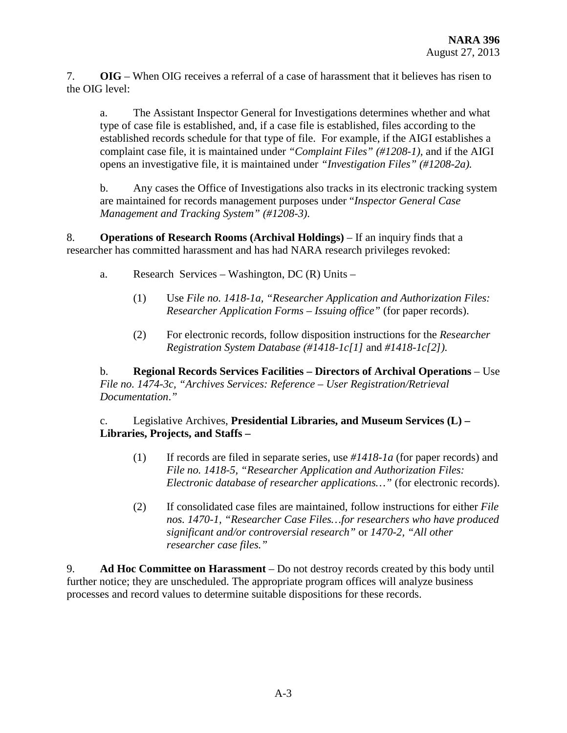7. **OIG** – When OIG receives a referral of a case of harassment that it believes has risen to the OIG level:

a. The Assistant Inspector General for Investigations determines whether and what type of case file is established, and, if a case file is established, files according to the established records schedule for that type of file. For example, if the AIGI establishes a complaint case file, it is maintained under *"Complaint Files" (#1208-1),* and if the AIGI opens an investigative file, it is maintained under *"Investigation Files" (#1208-2a).*

b. Any cases the Office of Investigations also tracks in its electronic tracking system are maintained for records management purposes under "*Inspector General Case Management and Tracking System" (#1208-3)*.

8. **Operations of Research Rooms (Archival Holdings)** – If an inquiry finds that a researcher has committed harassment and has had NARA research privileges revoked:

a. Research Services – Washington, DC (R) Units –

(1) Use *File no. 1418-1a, "Researcher Application and Authorization Files: Researcher Application Forms – Issuing office"* (for paper records).

(2) For electronic records, follow disposition instructions for the *Researcher Registration System Database (#1418-1c[1]* and *#1418-1c[2]).*

b. **Regional Records Services Facilities – Directors of Archival Operations** – Use *File no. 1474-3c, "Archives Services: Reference – User Registration/Retrieval Documentation."*

c. Legislative Archives, **Presidential Libraries, and Museum Services (L) – Libraries, Projects, and Staffs –**

(1) If records are filed in separate series, use *#1418-1a* (for paper records) and *File no. 1418-5, "Researcher Application and Authorization Files: Electronic database of researcher applications…"* (for electronic records).

(2) If consolidated case files are maintained, follow instructions for either *File nos. 1470-1, "Researcher Case Files…for researchers who have produced significant and/or controversial research"* or *1470-2, "All other researcher case files."*

9. **Ad Hoc Committee on Harassment** – Do not destroy records created by this body until further notice; they are unscheduled. The appropriate program offices will analyze business processes and record values to determine suitable dispositions for these records.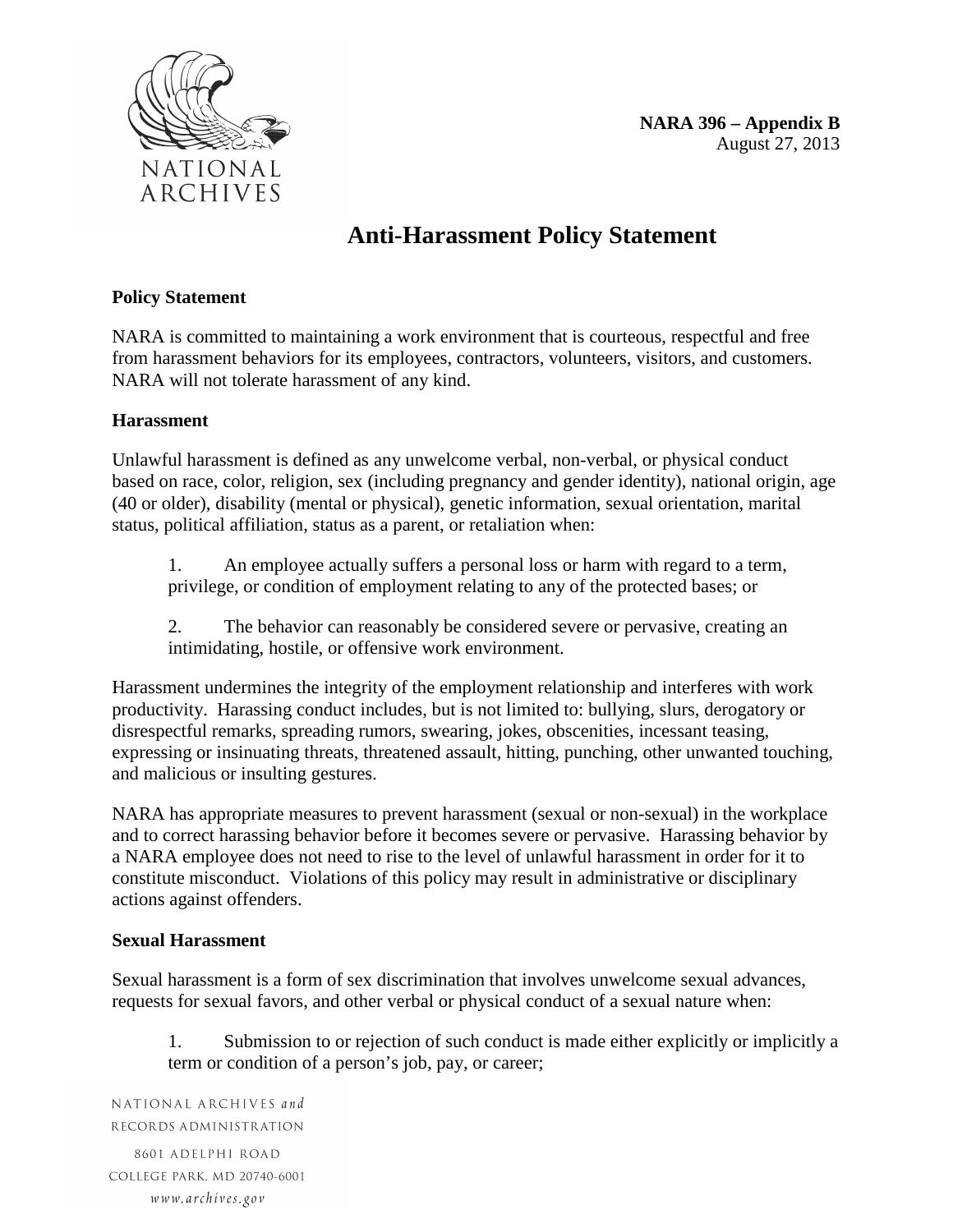**NARA 396 – Appendix B**
August 27, 2013

# Anti-Harassment Policy Statement

**Policy Statement**

NARA is committed to maintaining a work environment that is courteous, respectful and free from harassment behaviors for its employees, contractors, volunteers, visitors, and customers. NARA will not tolerate harassment of any kind.

**Harassment**

Unlawful harassment is defined as any unwelcome verbal, non-verbal, or physical conduct based on race, color, religion, sex (including pregnancy and gender identity), national origin, age (40 or older), disability (mental or physical), genetic information, sexual orientation, marital status, political affiliation, status as a parent, or retaliation when:

1. An employee actually suffers a personal loss or harm with regard to a term, privilege, or condition of employment relating to any of the protected bases; or

2. The behavior can reasonably be considered severe or pervasive, creating an intimidating, hostile, or offensive work environment.

Harassment undermines the integrity of the employment relationship and interferes with work productivity. Harassing conduct includes, but is not limited to: bullying, slurs, derogatory or disrespectful remarks, spreading rumors, swearing, jokes, obscenities, incessant teasing, expressing or insinuating threats, threatened assault, hitting, punching, other unwanted touching, and malicious or insulting gestures.

NARA has appropriate measures to prevent harassment (sexual or non-sexual) in the workplace and to correct harassing behavior before it becomes severe or pervasive. Harassing behavior by a NARA employee does not need to rise to the level of unlawful harassment in order for it to constitute misconduct. Violations of this policy may result in administrative or disciplinary actions against offenders.

**Sexual Harassment**

Sexual harassment is a form of sex discrimination that involves unwelcome sexual advances, requests for sexual favors, and other verbal or physical conduct of a sexual nature when:

1. Submission to or rejection of such conduct is made either explicitly or implicitly a term or condition of a person's job, pay, or career;

NATIONAL ARCHIVES *and* RECORDS ADMINISTRATION
8601 ADELPHI ROAD
COLLEGE PARK, MD 20740-6001
*www.archives.gov*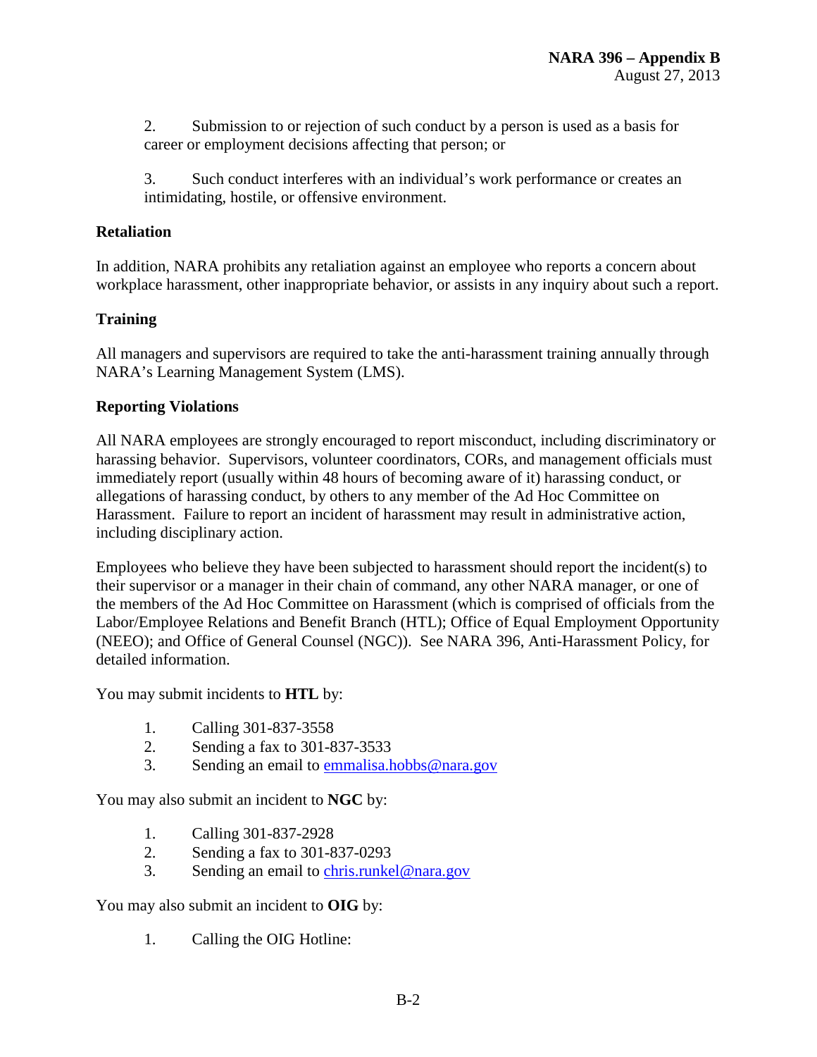2. Submission to or rejection of such conduct by a person is used as a basis for career or employment decisions affecting that person; or

3. Such conduct interferes with an individual's work performance or creates an intimidating, hostile, or offensive environment.

**Retaliation**

In addition, NARA prohibits any retaliation against an employee who reports a concern about workplace harassment, other inappropriate behavior, or assists in any inquiry about such a report.

**Training**

All managers and supervisors are required to take the anti-harassment training annually through NARA's Learning Management System (LMS).

**Reporting Violations**

All NARA employees are strongly encouraged to report misconduct, including discriminatory or harassing behavior. Supervisors, volunteer coordinators, CORs, and management officials must immediately report (usually within 48 hours of becoming aware of it) harassing conduct, or allegations of harassing conduct, by others to any member of the Ad Hoc Committee on Harassment. Failure to report an incident of harassment may result in administrative action, including disciplinary action.

Employees who believe they have been subjected to harassment should report the incident(s) to their supervisor or a manager in their chain of command, any other NARA manager, or one of the members of the Ad Hoc Committee on Harassment (which is comprised of officials from the Labor/Employee Relations and Benefit Branch (HTL); Office of Equal Employment Opportunity (NEEO); and Office of General Counsel (NGC)). See NARA 396, Anti-Harassment Policy, for detailed information.

You may submit incidents to **HTL** by:

1. Calling 301-837-3558
2. Sending a fax to 301-837-3533
3. Sending an email to emmalisa.hobbs@nara.gov

You may also submit an incident to **NGC** by:

1. Calling 301-837-2928
2. Sending a fax to 301-837-0293
3. Sending an email to chris.runkel@nara.gov

You may also submit an incident to **OIG** by:

1. Calling the OIG Hotline: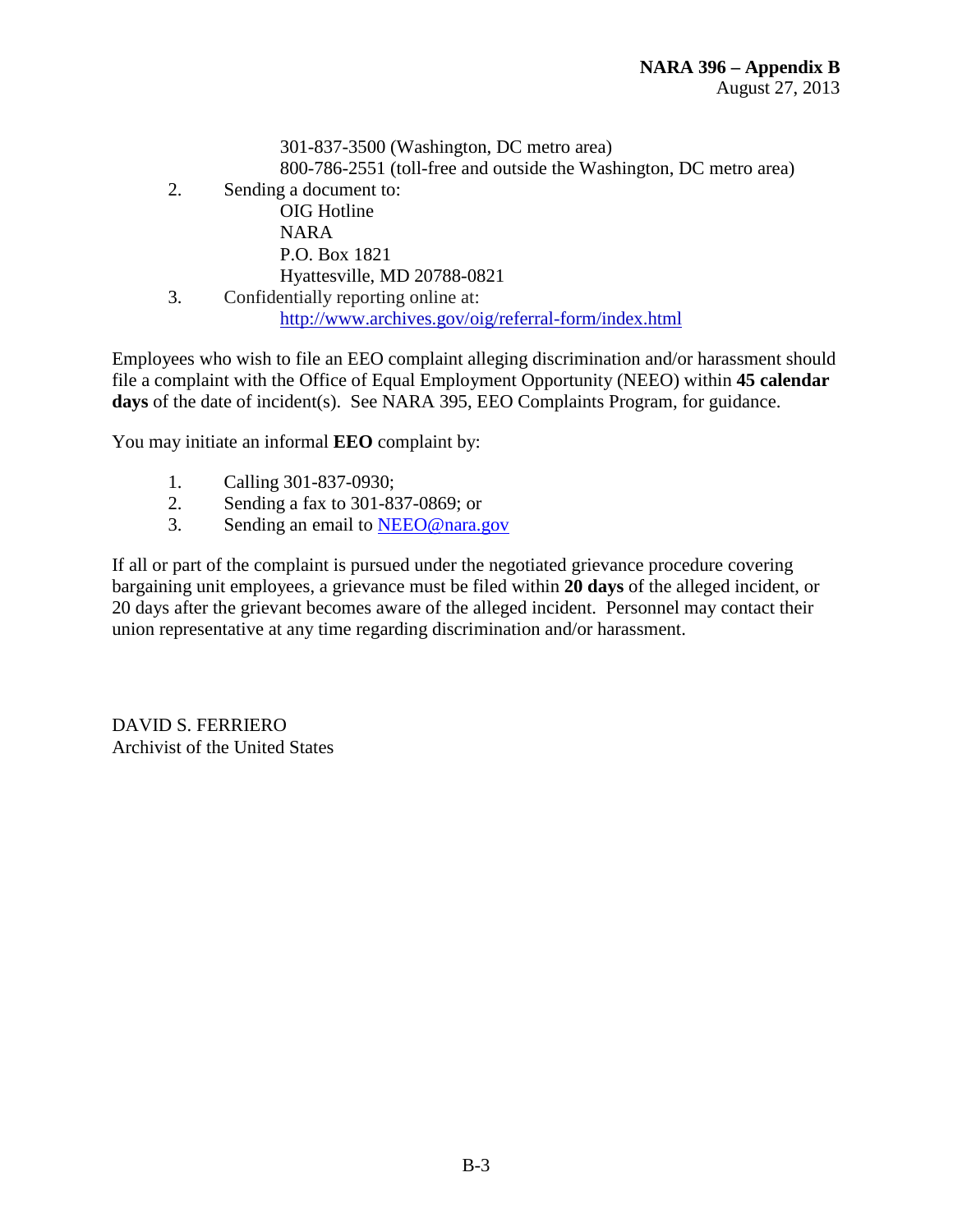301-837-3500 (Washington, DC metro area)
800-786-2551 (toll-free and outside the Washington, DC metro area)

2. Sending a document to:
   OIG Hotline
   NARA
   P.O. Box 1821
   Hyattesville, MD 20788-0821
3. Confidentially reporting online at:
   http://www.archives.gov/oig/referral-form/index.html

Employees who wish to file an EEO complaint alleging discrimination and/or harassment should file a complaint with the Office of Equal Employment Opportunity (NEEO) within **45 calendar days** of the date of incident(s). See NARA 395, EEO Complaints Program, for guidance.

You may initiate an informal **EEO** complaint by:

1. Calling 301-837-0930;
2. Sending a fax to 301-837-0869; or
3. Sending an email to NEEO@nara.gov

If all or part of the complaint is pursued under the negotiated grievance procedure covering bargaining unit employees, a grievance must be filed within **20 days** of the alleged incident, or 20 days after the grievant becomes aware of the alleged incident. Personnel may contact their union representative at any time regarding discrimination and/or harassment.

DAVID S. FERRIERO
Archivist of the United States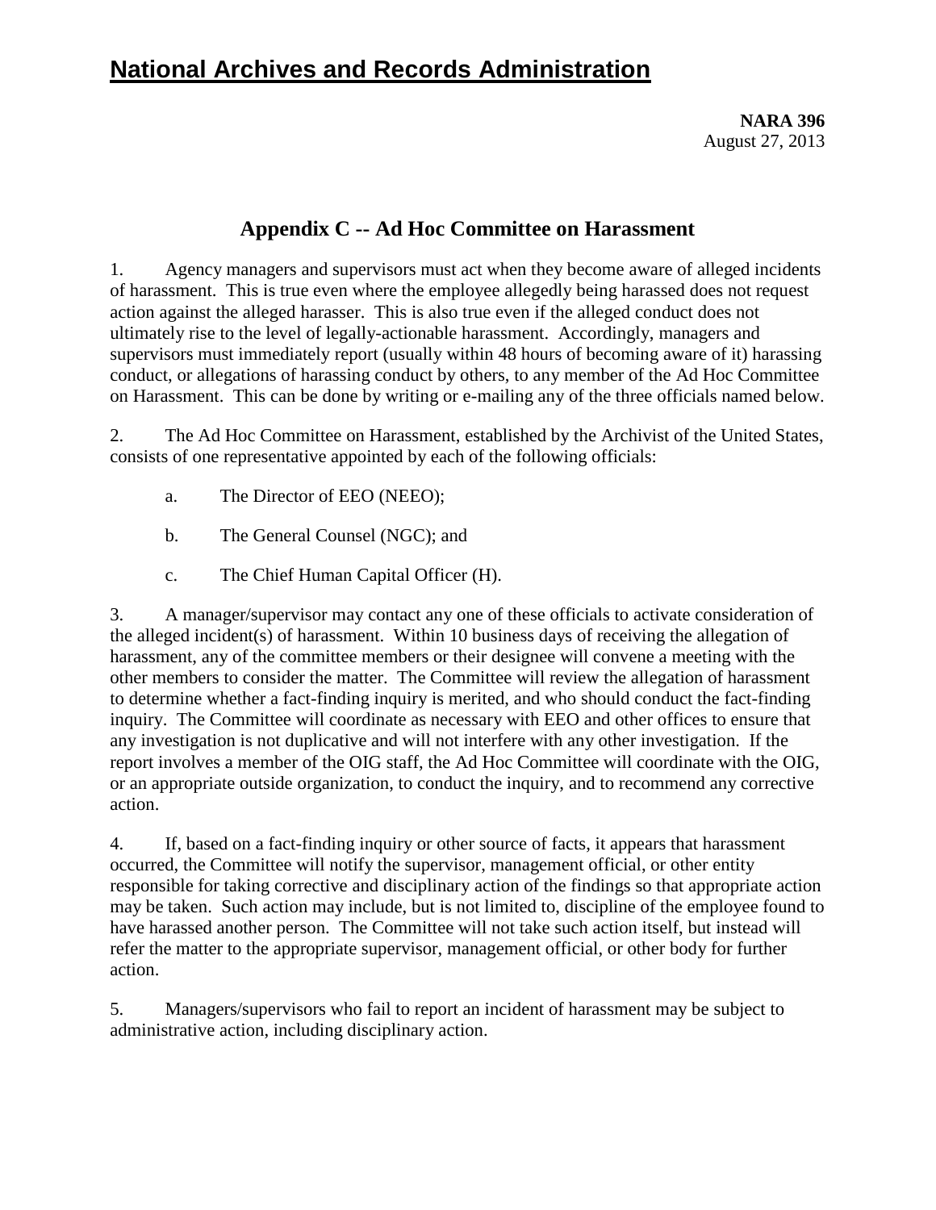# National Archives and Records Administration

**NARA 396**
August 27, 2013

## Appendix C -- Ad Hoc Committee on Harassment

1. Agency managers and supervisors must act when they become aware of alleged incidents of harassment. This is true even where the employee allegedly being harassed does not request action against the alleged harasser. This is also true even if the alleged conduct does not ultimately rise to the level of legally-actionable harassment. Accordingly, managers and supervisors must immediately report (usually within 48 hours of becoming aware of it) harassing conduct, or allegations of harassing conduct by others, to any member of the Ad Hoc Committee on Harassment. This can be done by writing or e-mailing any of the three officials named below.

2. The Ad Hoc Committee on Harassment, established by the Archivist of the United States, consists of one representative appointed by each of the following officials:

   a. The Director of EEO (NEEO);

   b. The General Counsel (NGC); and

   c. The Chief Human Capital Officer (H).

3. A manager/supervisor may contact any one of these officials to activate consideration of the alleged incident(s) of harassment. Within 10 business days of receiving the allegation of harassment, any of the committee members or their designee will convene a meeting with the other members to consider the matter. The Committee will review the allegation of harassment to determine whether a fact-finding inquiry is merited, and who should conduct the fact-finding inquiry. The Committee will coordinate as necessary with EEO and other offices to ensure that any investigation is not duplicative and will not interfere with any other investigation. If the report involves a member of the OIG staff, the Ad Hoc Committee will coordinate with the OIG, or an appropriate outside organization, to conduct the inquiry, and to recommend any corrective action.

4. If, based on a fact-finding inquiry or other source of facts, it appears that harassment occurred, the Committee will notify the supervisor, management official, or other entity responsible for taking corrective and disciplinary action of the findings so that appropriate action may be taken. Such action may include, but is not limited to, discipline of the employee found to have harassed another person. The Committee will not take such action itself, but instead will refer the matter to the appropriate supervisor, management official, or other body for further action.

5. Managers/supervisors who fail to report an incident of harassment may be subject to administrative action, including disciplinary action.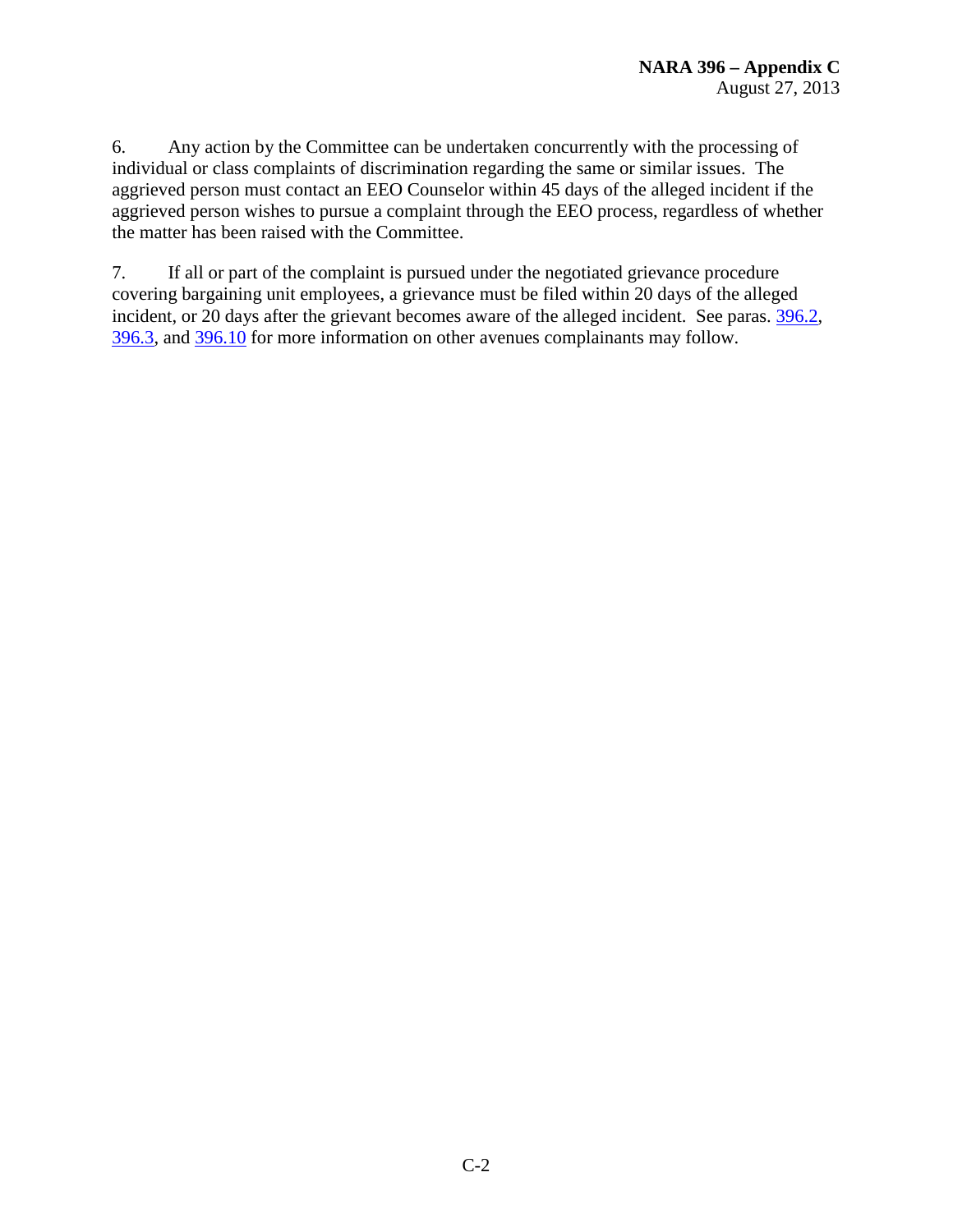6. Any action by the Committee can be undertaken concurrently with the processing of individual or class complaints of discrimination regarding the same or similar issues. The aggrieved person must contact an EEO Counselor within 45 days of the alleged incident if the aggrieved person wishes to pursue a complaint through the EEO process, regardless of whether the matter has been raised with the Committee.

7. If all or part of the complaint is pursued under the negotiated grievance procedure covering bargaining unit employees, a grievance must be filed within 20 days of the alleged incident, or 20 days after the grievant becomes aware of the alleged incident. See paras. 396.2, 396.3, and 396.10 for more information on other avenues complainants may follow.